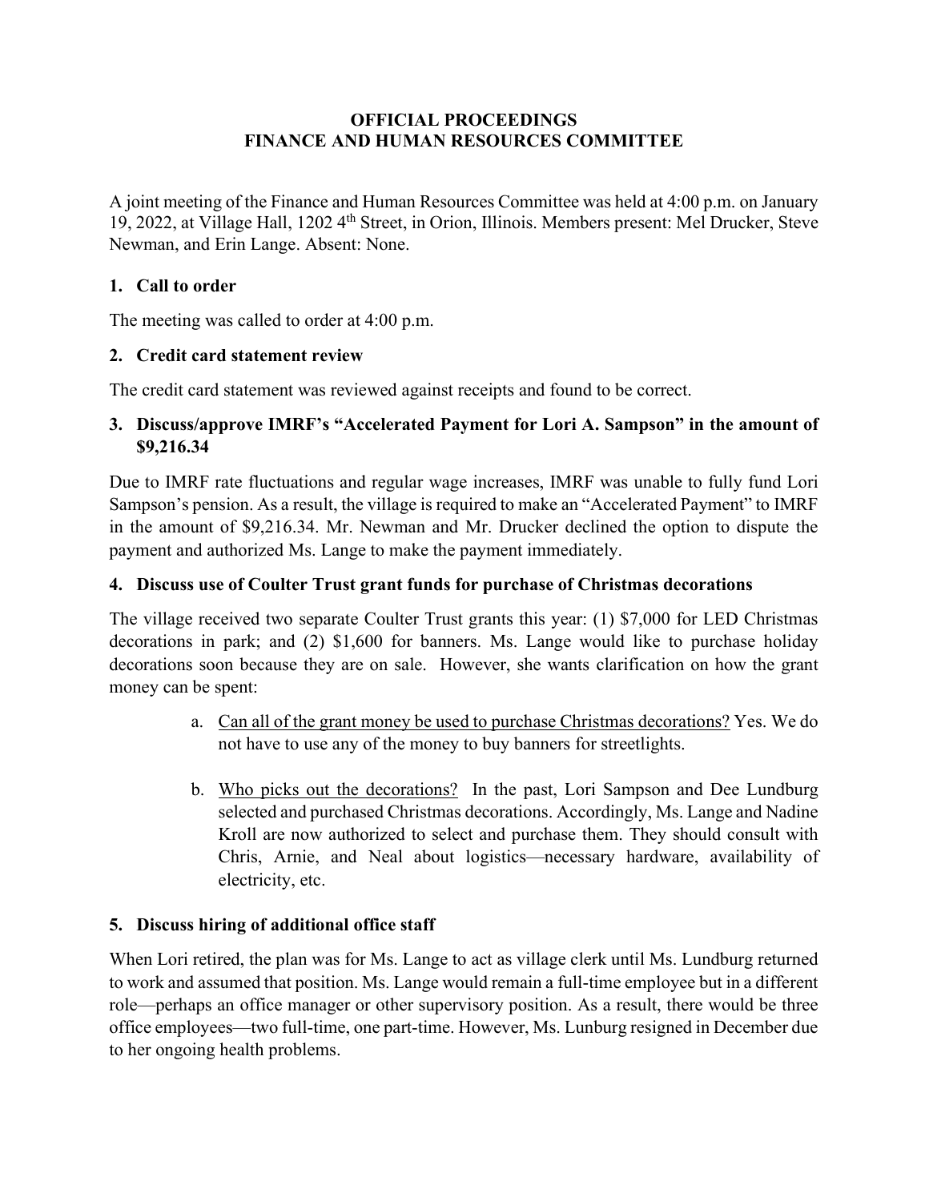**OFFICIAL PROCEEDINGS**
**FINANCE AND HUMAN RESOURCES COMMITTEE**

A joint meeting of the Finance and Human Resources Committee was held at 4:00 p.m. on January 19, 2022, at Village Hall, 1202 4th Street, in Orion, Illinois. Members present: Mel Drucker, Steve Newman, and Erin Lange. Absent: None.

### 1. Call to order

The meeting was called to order at 4:00 p.m.

### 2. Credit card statement review

The credit card statement was reviewed against receipts and found to be correct.

### 3. Discuss/approve IMRF's "Accelerated Payment for Lori A. Sampson" in the amount of $9,216.34

Due to IMRF rate fluctuations and regular wage increases, IMRF was unable to fully fund Lori Sampson's pension. As a result, the village is required to make an "Accelerated Payment" to IMRF in the amount of $9,216.34. Mr. Newman and Mr. Drucker declined the option to dispute the payment and authorized Ms. Lange to make the payment immediately.

### 4. Discuss use of Coulter Trust grant funds for purchase of Christmas decorations

The village received two separate Coulter Trust grants this year: (1) $7,000 for LED Christmas decorations in park; and (2) $1,600 for banners. Ms. Lange would like to purchase holiday decorations soon because they are on sale. However, she wants clarification on how the grant money can be spent:

a. Can all of the grant money be used to purchase Christmas decorations? Yes. We do not have to use any of the money to buy banners for streetlights.

b. Who picks out the decorations? In the past, Lori Sampson and Dee Lundburg selected and purchased Christmas decorations. Accordingly, Ms. Lange and Nadine Kroll are now authorized to select and purchase them. They should consult with Chris, Arnie, and Neal about logistics—necessary hardware, availability of electricity, etc.

### 5. Discuss hiring of additional office staff

When Lori retired, the plan was for Ms. Lange to act as village clerk until Ms. Lundburg returned to work and assumed that position. Ms. Lange would remain a full-time employee but in a different role—perhaps an office manager or other supervisory position. As a result, there would be three office employees—two full-time, one part-time. However, Ms. Lunburg resigned in December due to her ongoing health problems.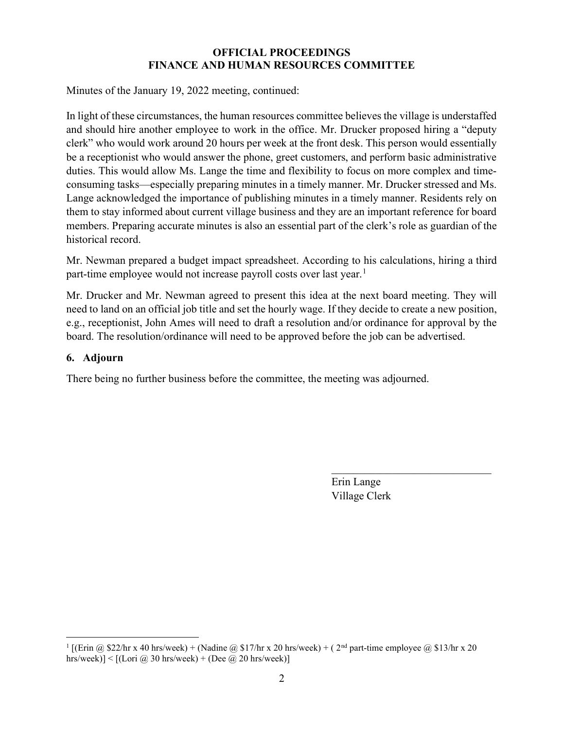**OFFICIAL PROCEEDINGS**
**FINANCE AND HUMAN RESOURCES COMMITTEE**

Minutes of the January 19, 2022 meeting, continued:

In light of these circumstances, the human resources committee believes the village is understaffed and should hire another employee to work in the office. Mr. Drucker proposed hiring a "deputy clerk" who would work around 20 hours per week at the front desk. This person would essentially be a receptionist who would answer the phone, greet customers, and perform basic administrative duties. This would allow Ms. Lange the time and flexibility to focus on more complex and time-consuming tasks—especially preparing minutes in a timely manner. Mr. Drucker stressed and Ms. Lange acknowledged the importance of publishing minutes in a timely manner. Residents rely on them to stay informed about current village business and they are an important reference for board members. Preparing accurate minutes is also an essential part of the clerk's role as guardian of the historical record.

Mr. Newman prepared a budget impact spreadsheet. According to his calculations, hiring a third part-time employee would not increase payroll costs over last year.[1]

Mr. Drucker and Mr. Newman agreed to present this idea at the next board meeting. They will need to land on an official job title and set the hourly wage. If they decide to create a new position, e.g., receptionist, John Ames will need to draft a resolution and/or ordinance for approval by the board. The resolution/ordinance will need to be approved before the job can be advertised.

## 6. Adjourn

There being no further business before the committee, the meeting was adjourned.

\_\_\_\_\_\_\_\_\_\_\_\_\_\_\_\_\_\_\_\_\_\_\_\_\_\_\_\_\_\_

Erin Lange
Village Clerk

---

[1] [(Erin @ $22/hr x 40 hrs/week) + (Nadine @ $17/hr x 20 hrs/week) + ( 2nd part-time employee @ $13/hr x 20 hrs/week)] < [(Lori @ 30 hrs/week) + (Dee @ 20 hrs/week)]